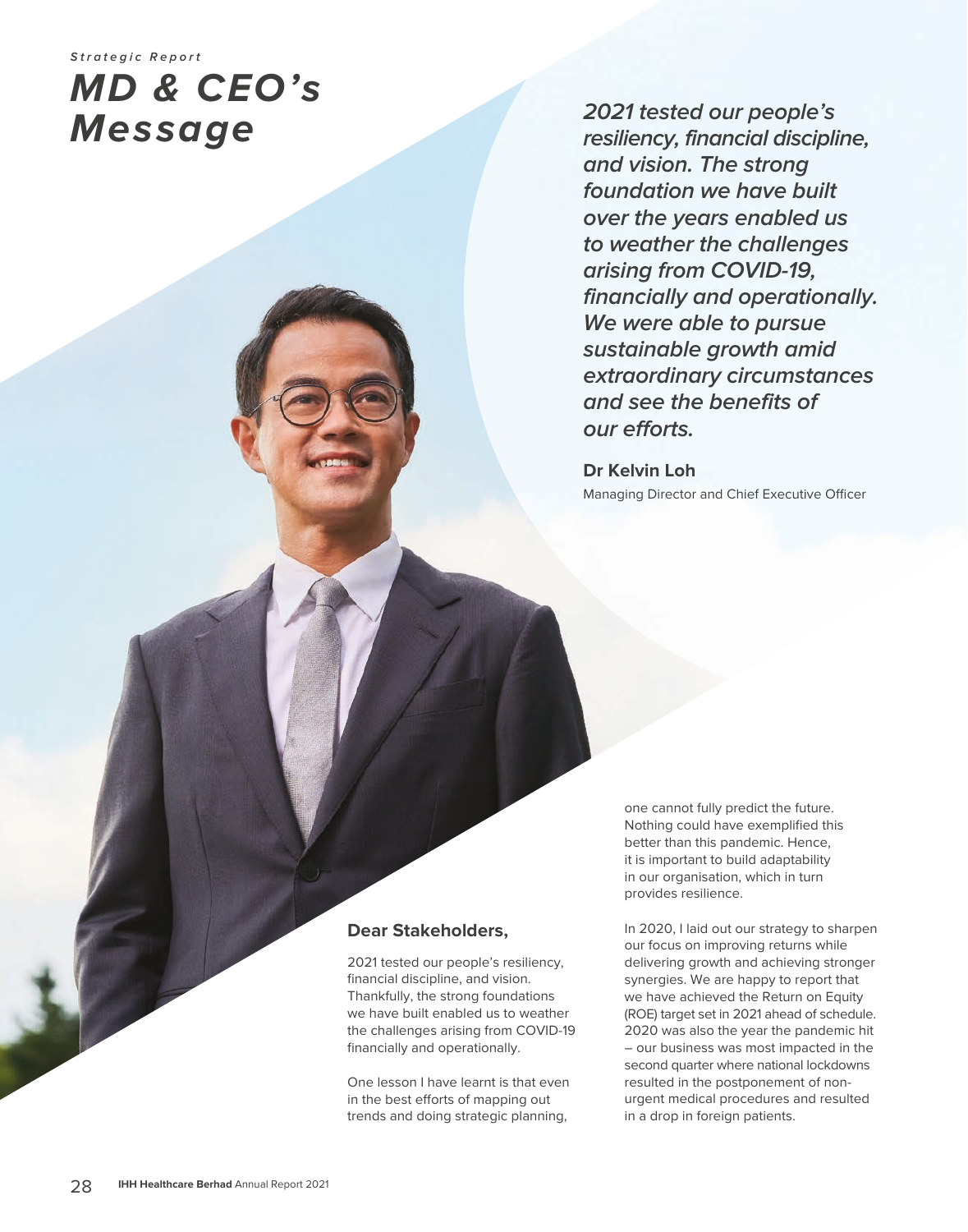*Strategic Report*

# *MD & CEO's Message*

***2021 tested our people's resiliency, financial discipline, and vision. The strong foundation we have built over the years enabled us to weather the challenges arising from COVID-19, financially and operationally. We were able to pursue sustainable growth amid extraordinary circumstances and see the benefits of our efforts.***

**Dr Kelvin Loh**
Managing Director and Chief Executive Officer

**Dear Stakeholders,**

2021 tested our people's resiliency, financial discipline, and vision. Thankfully, the strong foundations we have built enabled us to weather the challenges arising from COVID-19 financially and operationally.

One lesson I have learnt is that even in the best efforts of mapping out trends and doing strategic planning, one cannot fully predict the future. Nothing could have exemplified this better than this pandemic. Hence, it is important to build adaptability in our organisation, which in turn provides resilience.

In 2020, I laid out our strategy to sharpen our focus on improving returns while delivering growth and achieving stronger synergies. We are happy to report that we have achieved the Return on Equity (ROE) target set in 2021 ahead of schedule. 2020 was also the year the pandemic hit – our business was most impacted in the second quarter where national lockdowns resulted in the postponement of non-urgent medical procedures and resulted in a drop in foreign patients.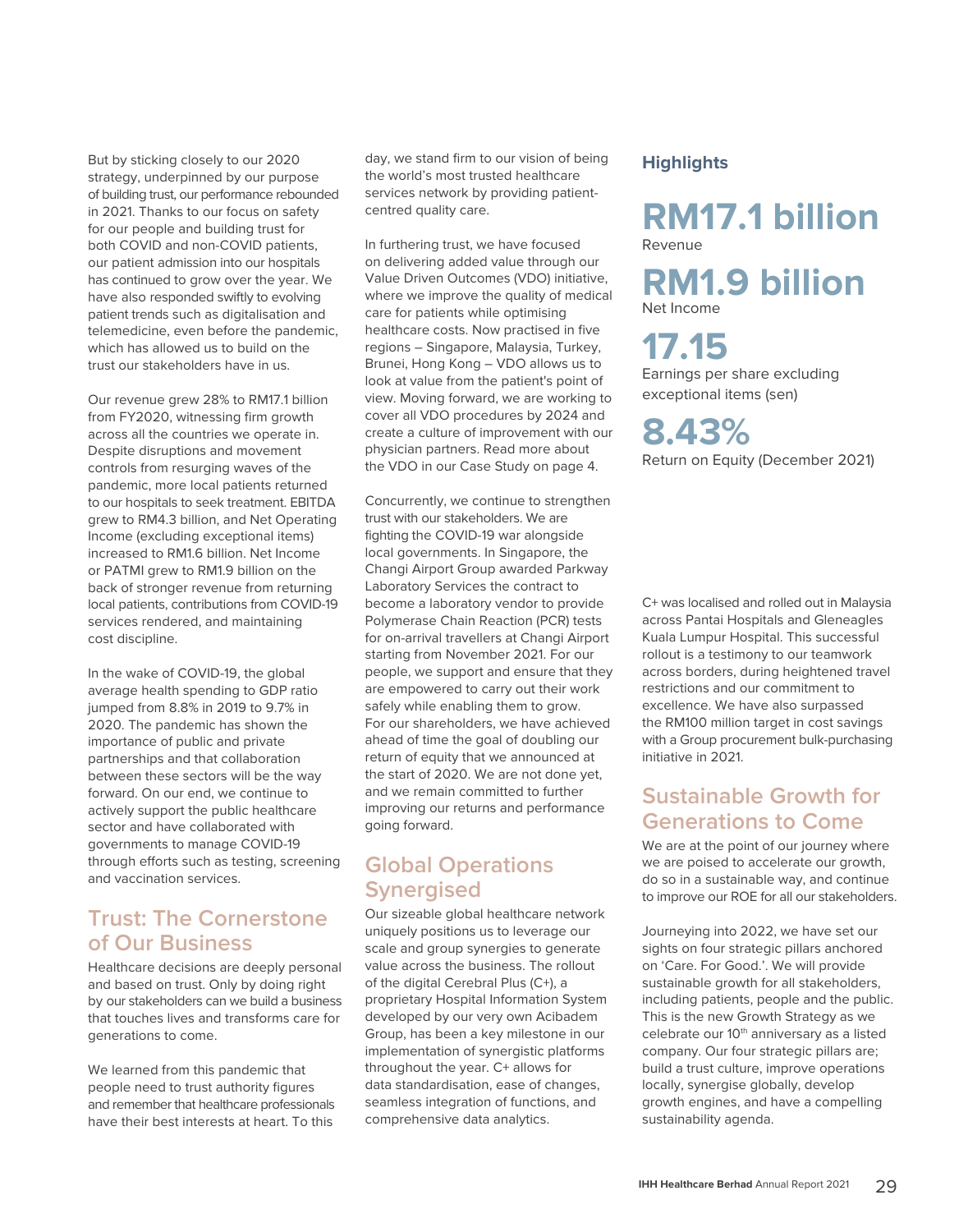But by sticking closely to our 2020 strategy, underpinned by our purpose of building trust, our performance rebounded in 2021. Thanks to our focus on safety for our people and building trust for both COVID and non-COVID patients, our patient admission into our hospitals has continued to grow over the year. We have also responded swiftly to evolving patient trends such as digitalisation and telemedicine, even before the pandemic, which has allowed us to build on the trust our stakeholders have in us.

Our revenue grew 28% to RM17.1 billion from FY2020, witnessing firm growth across all the countries we operate in. Despite disruptions and movement controls from resurging waves of the pandemic, more local patients returned to our hospitals to seek treatment. EBITDA grew to RM4.3 billion, and Net Operating Income (excluding exceptional items) increased to RM1.6 billion. Net Income or PATMI grew to RM1.9 billion on the back of stronger revenue from returning local patients, contributions from COVID-19 services rendered, and maintaining cost discipline.

In the wake of COVID-19, the global average health spending to GDP ratio jumped from 8.8% in 2019 to 9.7% in 2020. The pandemic has shown the importance of public and private partnerships and that collaboration between these sectors will be the way forward. On our end, we continue to actively support the public healthcare sector and have collaborated with governments to manage COVID-19 through efforts such as testing, screening and vaccination services.

## Trust: The Cornerstone of Our Business

Healthcare decisions are deeply personal and based on trust. Only by doing right by our stakeholders can we build a business that touches lives and transforms care for generations to come.

We learned from this pandemic that people need to trust authority figures and remember that healthcare professionals have their best interests at heart. To this day, we stand firm to our vision of being the world's most trusted healthcare services network by providing patient-centred quality care.

In furthering trust, we have focused on delivering added value through our Value Driven Outcomes (VDO) initiative, where we improve the quality of medical care for patients while optimising healthcare costs. Now practised in five regions – Singapore, Malaysia, Turkey, Brunei, Hong Kong – VDO allows us to look at value from the patient's point of view. Moving forward, we are working to cover all VDO procedures by 2024 and create a culture of improvement with our physician partners. Read more about the VDO in our Case Study on page 4.

Concurrently, we continue to strengthen trust with our stakeholders. We are fighting the COVID-19 war alongside local governments. In Singapore, the Changi Airport Group awarded Parkway Laboratory Services the contract to become a laboratory vendor to provide Polymerase Chain Reaction (PCR) tests for on-arrival travellers at Changi Airport starting from November 2021. For our people, we support and ensure that they are empowered to carry out their work safely while enabling them to grow. For our shareholders, we have achieved ahead of time the goal of doubling our return of equity that we announced at the start of 2020. We are not done yet, and we remain committed to further improving our returns and performance going forward.

## Global Operations Synergised

Our sizeable global healthcare network uniquely positions us to leverage our scale and group synergies to generate value across the business. The rollout of the digital Cerebral Plus (C+), a proprietary Hospital Information System developed by our very own Acibadem Group, has been a key milestone in our implementation of synergistic platforms throughout the year. C+ allows for data standardisation, ease of changes, seamless integration of functions, and comprehensive data analytics.

### Highlights

**RM17.1 billion**
Revenue

**RM1.9 billion**
Net Income

**17.15**
Earnings per share excluding exceptional items (sen)

**8.43%**
Return on Equity (December 2021)

C+ was localised and rolled out in Malaysia across Pantai Hospitals and Gleneagles Kuala Lumpur Hospital. This successful rollout is a testimony to our teamwork across borders, during heightened travel restrictions and our commitment to excellence. We have also surpassed the RM100 million target in cost savings with a Group procurement bulk-purchasing initiative in 2021.

## Sustainable Growth for Generations to Come

We are at the point of our journey where we are poised to accelerate our growth, do so in a sustainable way, and continue to improve our ROE for all our stakeholders.

Journeying into 2022, we have set our sights on four strategic pillars anchored on 'Care. For Good.'. We will provide sustainable growth for all stakeholders, including patients, people and the public. This is the new Growth Strategy as we celebrate our 10th anniversary as a listed company. Our four strategic pillars are; build a trust culture, improve operations locally, synergise globally, develop growth engines, and have a compelling sustainability agenda.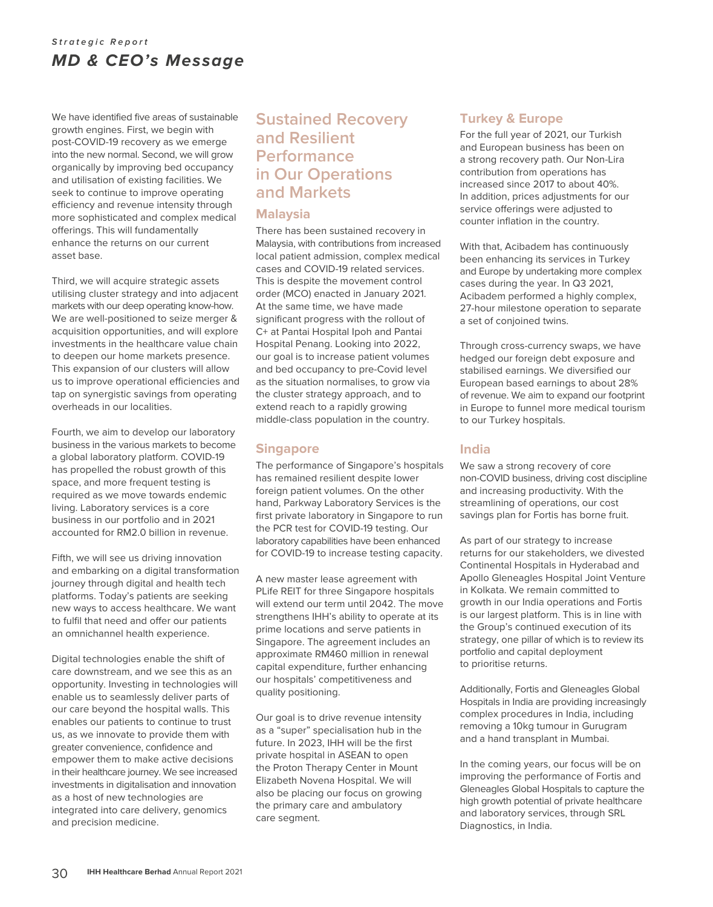*Strategic Report*

# MD & CEO's Message

We have identified five areas of sustainable growth engines. First, we begin with post-COVID-19 recovery as we emerge into the new normal. Second, we will grow organically by improving bed occupancy and utilisation of existing facilities. We seek to continue to improve operating efficiency and revenue intensity through more sophisticated and complex medical offerings. This will fundamentally enhance the returns on our current asset base.

Third, we will acquire strategic assets utilising cluster strategy and into adjacent markets with our deep operating know-how. We are well-positioned to seize merger & acquisition opportunities, and will explore investments in the healthcare value chain to deepen our home markets presence. This expansion of our clusters will allow us to improve operational efficiencies and tap on synergistic savings from operating overheads in our localities.

Fourth, we aim to develop our laboratory business in the various markets to become a global laboratory platform. COVID-19 has propelled the robust growth of this space, and more frequent testing is required as we move towards endemic living. Laboratory services is a core business in our portfolio and in 2021 accounted for RM2.0 billion in revenue.

Fifth, we will see us driving innovation and embarking on a digital transformation journey through digital and health tech platforms. Today's patients are seeking new ways to access healthcare. We want to fulfil that need and offer our patients an omnichannel health experience.

Digital technologies enable the shift of care downstream, and we see this as an opportunity. Investing in technologies will enable us to seamlessly deliver parts of our care beyond the hospital walls. This enables our patients to continue to trust us, as we innovate to provide them with greater convenience, confidence and empower them to make active decisions in their healthcare journey. We see increased investments in digitalisation and innovation as a host of new technologies are integrated into care delivery, genomics and precision medicine.

## Sustained Recovery and Resilient Performance in Our Operations and Markets

### Malaysia

There has been sustained recovery in Malaysia, with contributions from increased local patient admission, complex medical cases and COVID-19 related services. This is despite the movement control order (MCO) enacted in January 2021. At the same time, we have made significant progress with the rollout of C+ at Pantai Hospital Ipoh and Pantai Hospital Penang. Looking into 2022, our goal is to increase patient volumes and bed occupancy to pre-Covid level as the situation normalises, to grow via the cluster strategy approach, and to extend reach to a rapidly growing middle-class population in the country.

### Singapore

The performance of Singapore's hospitals has remained resilient despite lower foreign patient volumes. On the other hand, Parkway Laboratory Services is the first private laboratory in Singapore to run the PCR test for COVID-19 testing. Our laboratory capabilities have been enhanced for COVID-19 to increase testing capacity.

A new master lease agreement with PLife REIT for three Singapore hospitals will extend our term until 2042. The move strengthens IHH's ability to operate at its prime locations and serve patients in Singapore. The agreement includes an approximate RM460 million in renewal capital expenditure, further enhancing our hospitals' competitiveness and quality positioning.

Our goal is to drive revenue intensity as a "super" specialisation hub in the future. In 2023, IHH will be the first private hospital in ASEAN to open the Proton Therapy Center in Mount Elizabeth Novena Hospital. We will also be placing our focus on growing the primary care and ambulatory care segment.

### Turkey & Europe

For the full year of 2021, our Turkish and European business has been on a strong recovery path. Our Non-Lira contribution from operations has increased since 2017 to about 40%. In addition, prices adjustments for our service offerings were adjusted to counter inflation in the country.

With that, Acibadem has continuously been enhancing its services in Turkey and Europe by undertaking more complex cases during the year. In Q3 2021, Acibadem performed a highly complex, 27-hour milestone operation to separate a set of conjoined twins.

Through cross-currency swaps, we have hedged our foreign debt exposure and stabilised earnings. We diversified our European based earnings to about 28% of revenue. We aim to expand our footprint in Europe to funnel more medical tourism to our Turkey hospitals.

### India

We saw a strong recovery of core non-COVID business, driving cost discipline and increasing productivity. With the streamlining of operations, our cost savings plan for Fortis has borne fruit.

As part of our strategy to increase returns for our stakeholders, we divested Continental Hospitals in Hyderabad and Apollo Gleneagles Hospital Joint Venture in Kolkata. We remain committed to growth in our India operations and Fortis is our largest platform. This is in line with the Group's continued execution of its strategy, one pillar of which is to review its portfolio and capital deployment to prioritise returns.

Additionally, Fortis and Gleneagles Global Hospitals in India are providing increasingly complex procedures in India, including removing a 10kg tumour in Gurugram and a hand transplant in Mumbai.

In the coming years, our focus will be on improving the performance of Fortis and Gleneagles Global Hospitals to capture the high growth potential of private healthcare and laboratory services, through SRL Diagnostics, in India.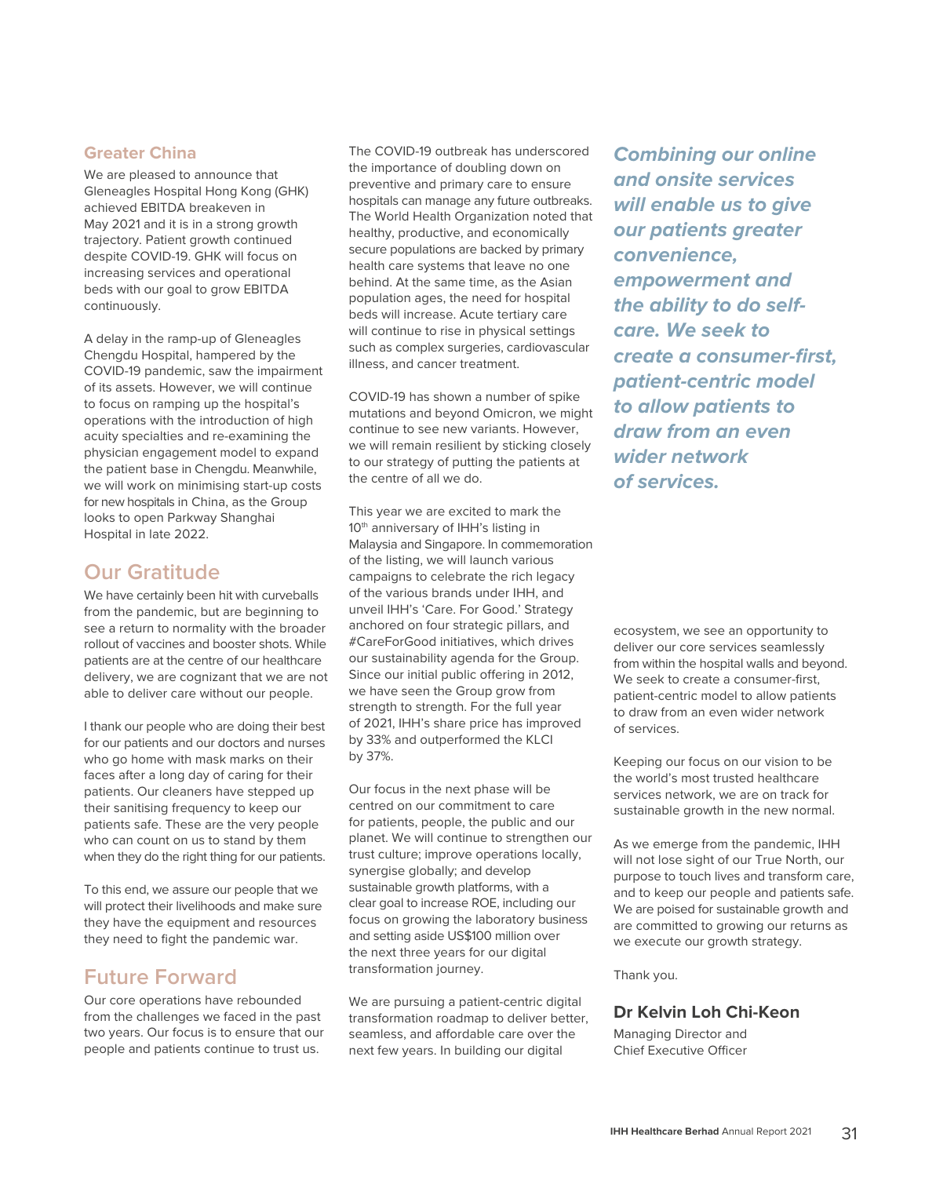### Greater China

We are pleased to announce that Gleneagles Hospital Hong Kong (GHK) achieved EBITDA breakeven in May 2021 and it is in a strong growth trajectory. Patient growth continued despite COVID-19. GHK will focus on increasing services and operational beds with our goal to grow EBITDA continuously.

A delay in the ramp-up of Gleneagles Chengdu Hospital, hampered by the COVID-19 pandemic, saw the impairment of its assets. However, we will continue to focus on ramping up the hospital's operations with the introduction of high acuity specialties and re-examining the physician engagement model to expand the patient base in Chengdu. Meanwhile, we will work on minimising start-up costs for new hospitals in China, as the Group looks to open Parkway Shanghai Hospital in late 2022.

## Our Gratitude

We have certainly been hit with curveballs from the pandemic, but are beginning to see a return to normality with the broader rollout of vaccines and booster shots. While patients are at the centre of our healthcare delivery, we are cognizant that we are not able to deliver care without our people.

I thank our people who are doing their best for our patients and our doctors and nurses who go home with mask marks on their faces after a long day of caring for their patients. Our cleaners have stepped up their sanitising frequency to keep our patients safe. These are the very people who can count on us to stand by them when they do the right thing for our patients.

To this end, we assure our people that we will protect their livelihoods and make sure they have the equipment and resources they need to fight the pandemic war.

## Future Forward

Our core operations have rebounded from the challenges we faced in the past two years. Our focus is to ensure that our people and patients continue to trust us.

The COVID-19 outbreak has underscored the importance of doubling down on preventive and primary care to ensure hospitals can manage any future outbreaks. The World Health Organization noted that healthy, productive, and economically secure populations are backed by primary health care systems that leave no one behind. At the same time, as the Asian population ages, the need for hospital beds will increase. Acute tertiary care will continue to rise in physical settings such as complex surgeries, cardiovascular illness, and cancer treatment.

COVID-19 has shown a number of spike mutations and beyond Omicron, we might continue to see new variants. However, we will remain resilient by sticking closely to our strategy of putting the patients at the centre of all we do.

This year we are excited to mark the 10th anniversary of IHH's listing in Malaysia and Singapore. In commemoration of the listing, we will launch various campaigns to celebrate the rich legacy of the various brands under IHH, and unveil IHH's 'Care. For Good.' Strategy anchored on four strategic pillars, and #CareForGood initiatives, which drives our sustainability agenda for the Group. Since our initial public offering in 2012, we have seen the Group grow from strength to strength. For the full year of 2021, IHH's share price has improved by 33% and outperformed the KLCI by 37%.

Our focus in the next phase will be centred on our commitment to care for patients, people, the public and our planet. We will continue to strengthen our trust culture; improve operations locally, synergise globally; and develop sustainable growth platforms, with a clear goal to increase ROE, including our focus on growing the laboratory business and setting aside US$100 million over the next three years for our digital transformation journey.

We are pursuing a patient-centric digital transformation roadmap to deliver better, seamless, and affordable care over the next few years. In building our digital ecosystem, we see an opportunity to deliver our core services seamlessly from within the hospital walls and beyond. We seek to create a consumer-first, patient-centric model to allow patients to draw from an even wider network of services.

***Combining our online and onsite services will enable us to give our patients greater convenience, empowerment and the ability to do self-care. We seek to create a consumer-first, patient-centric model to allow patients to draw from an even wider network of services.***

Keeping our focus on our vision to be the world's most trusted healthcare services network, we are on track for sustainable growth in the new normal.

As we emerge from the pandemic, IHH will not lose sight of our True North, our purpose to touch lives and transform care, and to keep our people and patients safe. We are poised for sustainable growth and are committed to growing our returns as we execute our growth strategy.

Thank you.

**Dr Kelvin Loh Chi-Keon**

Managing Director and Chief Executive Officer